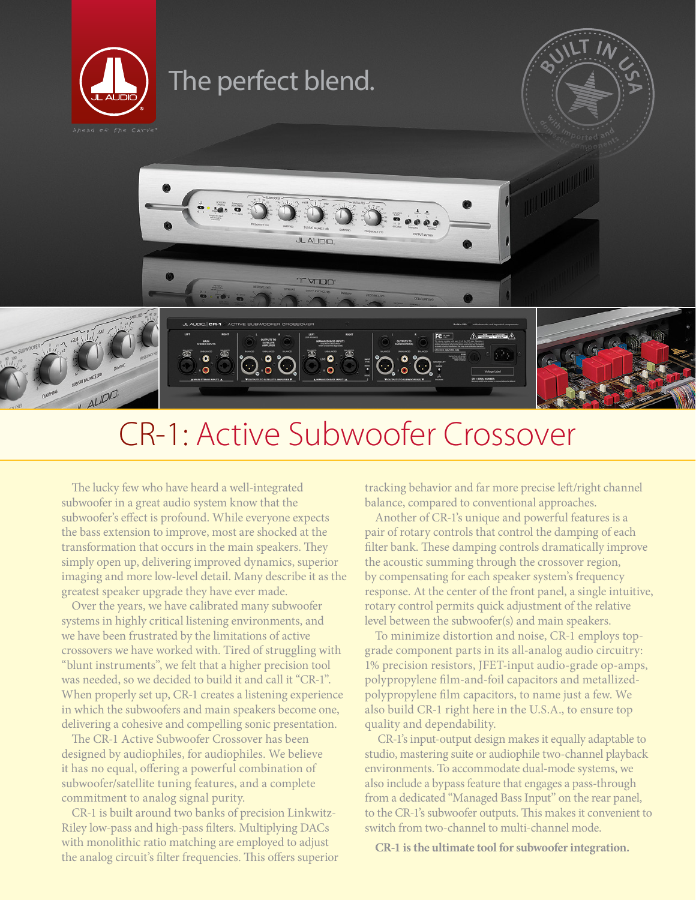The perfect blend.

# CR-1: Active Subwoofer Crossover

The lucky few who have heard a well-integrated subwoofer in a great audio system know that the subwoofer's effect is profound. While everyone expects the bass extension to improve, most are shocked at the transformation that occurs in the main speakers. They simply open up, delivering improved dynamics, superior imaging and more low-level detail. Many describe it as the greatest speaker upgrade they have ever made.

Over the years, we have calibrated many subwoofer systems in highly critical listening environments, and we have been frustrated by the limitations of active crossovers we have worked with. Tired of struggling with "blunt instruments", we felt that a higher precision tool was needed, so we decided to build it and call it "CR-1". When properly set up, CR-1 creates a listening experience in which the subwoofers and main speakers become one, delivering a cohesive and compelling sonic presentation.

The CR-1 Active Subwoofer Crossover has been designed by audiophiles, for audiophiles. We believe it has no equal, offering a powerful combination of subwoofer/satellite tuning features, and a complete commitment to analog signal purity.

CR-1 is built around two banks of precision Linkwitz-Riley low-pass and high-pass filters. Multiplying DACs with monolithic ratio matching are employed to adjust the analog circuit's filter frequencies. This offers superior tracking behavior and far more precise left/right channel balance, compared to conventional approaches.

Another of CR-1's unique and powerful features is a pair of rotary controls that control the damping of each filter bank. These damping controls dramatically improve the acoustic summing through the crossover region, by compensating for each speaker system's frequency response. At the center of the front panel, a single intuitive, rotary control permits quick adjustment of the relative level between the subwoofer(s) and main speakers.

To minimize distortion and noise, CR-1 employs top-grade component parts in its all-analog audio circuitry: 1% precision resistors, JFET-input audio-grade op-amps, polypropylene film-and-foil capacitors and metallized-polypropylene film capacitors, to name just a few. We also build CR-1 right here in the U.S.A., to ensure top quality and dependability.

CR-1's input-output design makes it equally adaptable to studio, mastering suite or audiophile two-channel playback environments. To accommodate dual-mode systems, we also include a bypass feature that engages a pass-through from a dedicated "Managed Bass Input" on the rear panel, to the CR-1's subwoofer outputs. This makes it convenient to switch from two-channel to multi-channel mode.

**CR-1 is the ultimate tool for subwoofer integration.**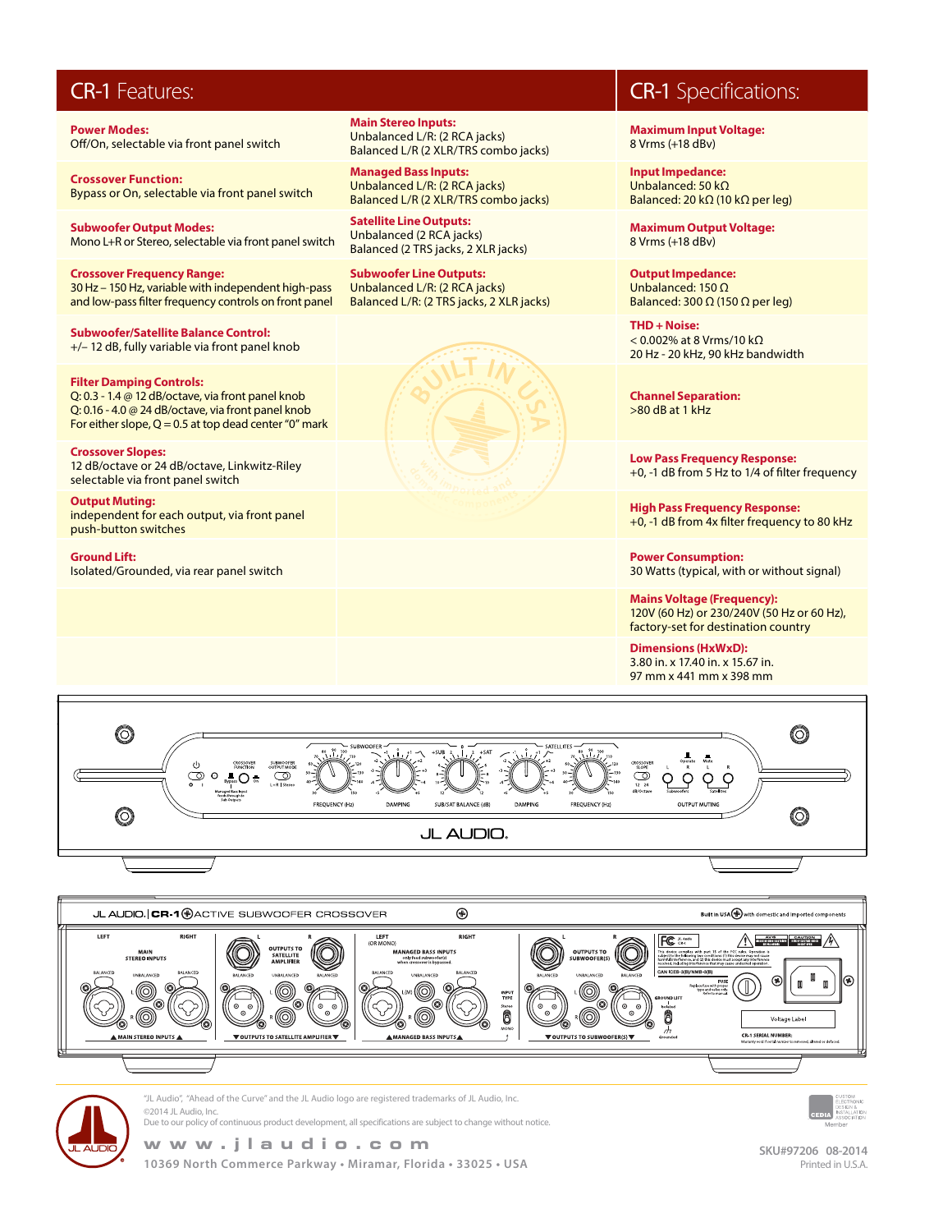# CR-1 Features:

**Power Modes:**
Off/On, selectable via front panel switch

**Crossover Function:**
Bypass or On, selectable via front panel switch

**Subwoofer Output Modes:**
Mono L+R or Stereo, selectable via front panel switch

**Crossover Frequency Range:**
30 Hz – 150 Hz, variable with independent high-pass and low-pass filter frequency controls on front panel

**Subwoofer/Satellite Balance Control:**
+/– 12 dB, fully variable via front panel knob

**Filter Damping Controls:**
Q: 0.3 - 1.4 @ 12 dB/octave, via front panel knob
Q: 0.16 - 4.0 @ 24 dB/octave, via front panel knob
For either slope, Q = 0.5 at top dead center "0" mark

**Crossover Slopes:**
12 dB/octave or 24 dB/octave, Linkwitz-Riley selectable via front panel switch

**Output Muting:**
independent for each output, via front panel push-button switches

**Ground Lift:**
Isolated/Grounded, via rear panel switch

**Main Stereo Inputs:**
Unbalanced L/R: (2 RCA jacks)
Balanced L/R (2 XLR/TRS combo jacks)

**Managed Bass Inputs:**
Unbalanced L/R: (2 RCA jacks)
Balanced L/R (2 XLR/TRS combo jacks)

**Satellite Line Outputs:**
Unbalanced (2 RCA jacks)
Balanced (2 TRS jacks, 2 XLR jacks)

**Subwoofer Line Outputs:**
Unbalanced L/R: (2 RCA jacks)
Balanced L/R: (2 TRS jacks, 2 XLR jacks)

# CR-1 Specifications:

**Maximum Input Voltage:**
8 Vrms (+18 dBv)

**Input Impedance:**
Unbalanced: 50 kΩ
Balanced: 20 kΩ (10 kΩ per leg)

**Maximum Output Voltage:**
8 Vrms (+18 dBv)

**Output Impedance:**
Unbalanced: 150 Ω
Balanced: 300 Ω (150 Ω per leg)

**THD + Noise:**
< 0.002% at 8 Vrms/10 kΩ
20 Hz - 20 kHz, 90 kHz bandwidth

**Channel Separation:**
>80 dB at 1 kHz

**Low Pass Frequency Response:**
+0, -1 dB from 5 Hz to 1/4 of filter frequency

**High Pass Frequency Response:**
+0, -1 dB from 4x filter frequency to 80 kHz

**Power Consumption:**
30 Watts (typical, with or without signal)

**Mains Voltage (Frequency):**
120V (60 Hz) or 230/240V (50 Hz or 60 Hz), factory-set for destination country

**Dimensions (HxWxD):**
3.80 in. x 17.40 in. x 15.67 in.
97 mm x 441 mm x 398 mm

"JL Audio", "Ahead of the Curve" and the JL Audio logo are registered trademarks of JL Audio, Inc.
©2014 JL Audio, Inc.
Due to our policy of continuous product development, all specifications are subject to change without notice.

www.jlaudio.com
10369 North Commerce Parkway • Miramar, Florida • 33025 • USA

SKU#97206 08-2014
Printed in U.S.A.